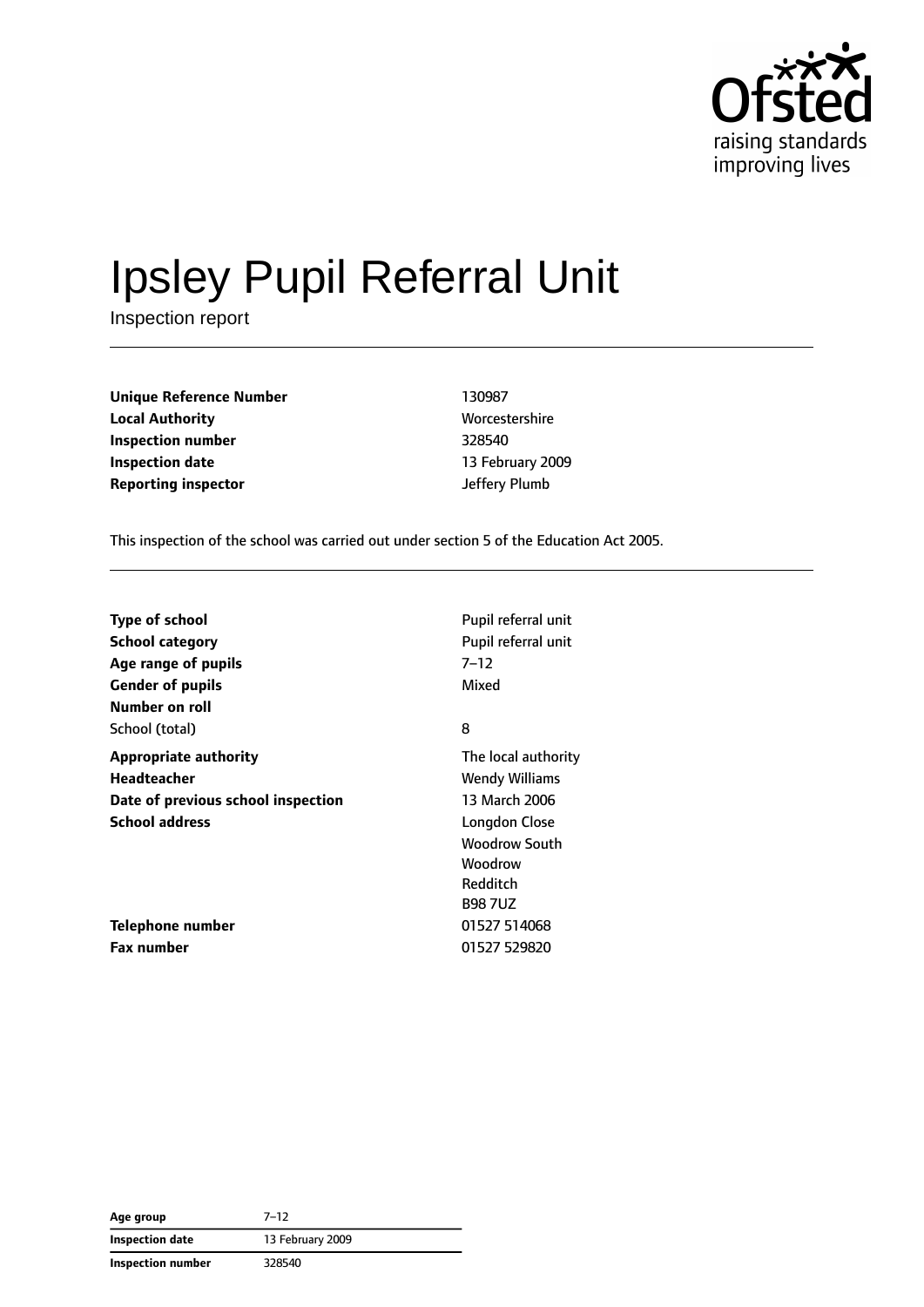# Ipsley Pupil Referral Unit

Inspection report

| | |
|---|---|
| **Unique Reference Number** | 130987 |
| **Local Authority** | Worcestershire |
| **Inspection number** | 328540 |
| **Inspection date** | 13 February 2009 |
| **Reporting inspector** | Jeffery Plumb |

This inspection of the school was carried out under section 5 of the Education Act 2005.

| | |
|---|---|
| **Type of school** | Pupil referral unit |
| **School category** | Pupil referral unit |
| **Age range of pupils** | 7–12 |
| **Gender of pupils** | Mixed |
| **Number on roll** | |
| School (total) | 8 |
| **Appropriate authority** | The local authority |
| **Headteacher** | Wendy Williams |
| **Date of previous school inspection** | 13 March 2006 |
| **School address** | Longdon Close<br>Woodrow South<br>Woodrow<br>Redditch<br>B98 7UZ |
| **Telephone number** | 01527 514068 |
| **Fax number** | 01527 529820 |

| | |
|---|---|
| **Age group** | 7–12 |
| **Inspection date** | 13 February 2009 |
| **Inspection number** | 328540 |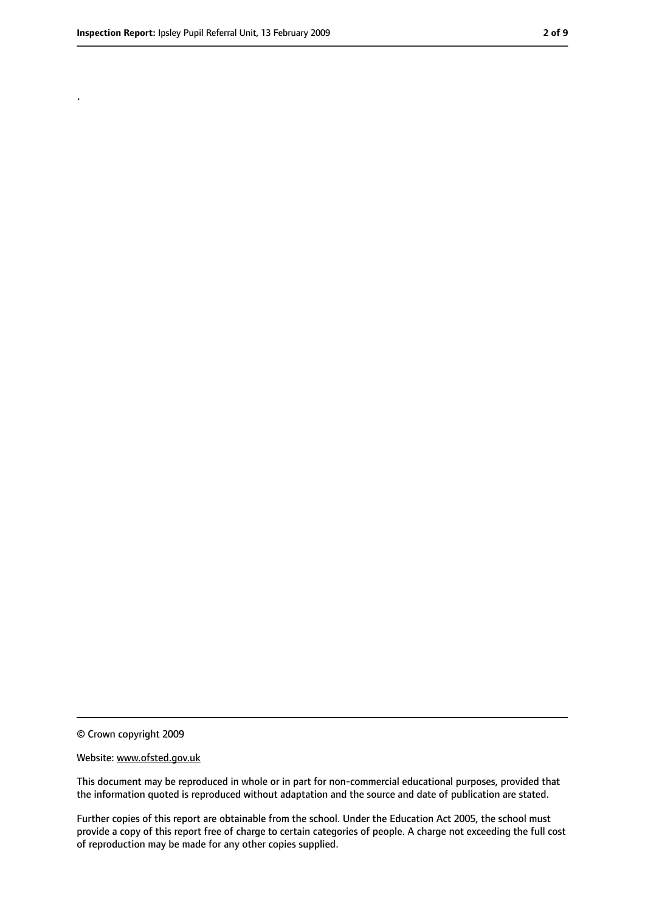.

© Crown copyright 2009

Website: www.ofsted.gov.uk

This document may be reproduced in whole or in part for non-commercial educational purposes, provided that the information quoted is reproduced without adaptation and the source and date of publication are stated.

Further copies of this report are obtainable from the school. Under the Education Act 2005, the school must provide a copy of this report free of charge to certain categories of people. A charge not exceeding the full cost of reproduction may be made for any other copies supplied.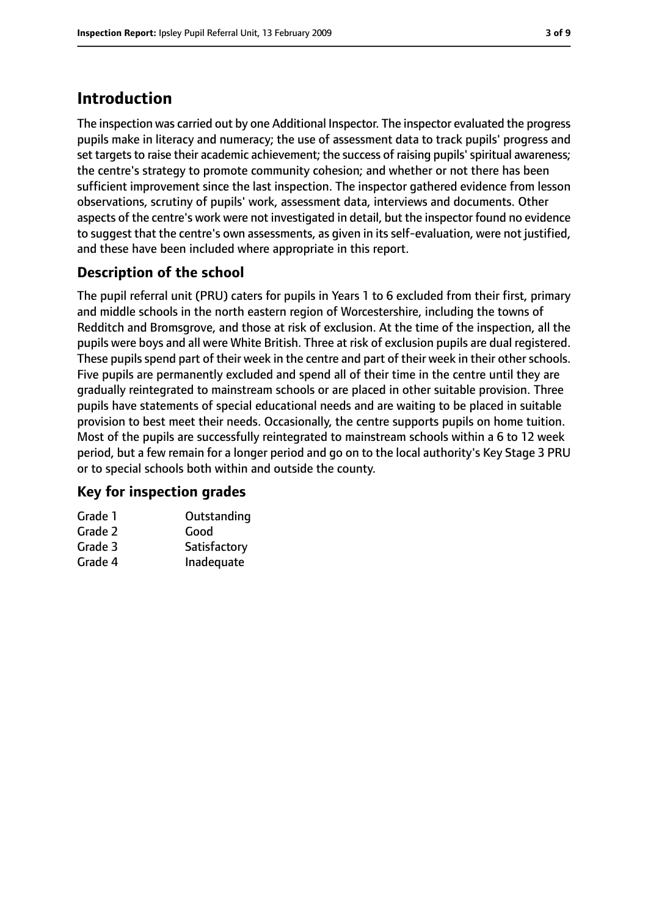# Introduction

The inspection was carried out by one Additional Inspector. The inspector evaluated the progress pupils make in literacy and numeracy; the use of assessment data to track pupils' progress and set targets to raise their academic achievement; the success of raising pupils' spiritual awareness; the centre's strategy to promote community cohesion; and whether or not there has been sufficient improvement since the last inspection. The inspector gathered evidence from lesson observations, scrutiny of pupils' work, assessment data, interviews and documents. Other aspects of the centre's work were not investigated in detail, but the inspector found no evidence to suggest that the centre's own assessments, as given in its self-evaluation, were not justified, and these have been included where appropriate in this report.

## Description of the school

The pupil referral unit (PRU) caters for pupils in Years 1 to 6 excluded from their first, primary and middle schools in the north eastern region of Worcestershire, including the towns of Redditch and Bromsgrove, and those at risk of exclusion. At the time of the inspection, all the pupils were boys and all were White British. Three at risk of exclusion pupils are dual registered. These pupils spend part of their week in the centre and part of their week in their other schools. Five pupils are permanently excluded and spend all of their time in the centre until they are gradually reintegrated to mainstream schools or are placed in other suitable provision. Three pupils have statements of special educational needs and are waiting to be placed in suitable provision to best meet their needs. Occasionally, the centre supports pupils on home tuition. Most of the pupils are successfully reintegrated to mainstream schools within a 6 to 12 week period, but a few remain for a longer period and go on to the local authority's Key Stage 3 PRU or to special schools both within and outside the county.

## Key for inspection grades

| | |
|---|---|
| Grade 1 | Outstanding |
| Grade 2 | Good |
| Grade 3 | Satisfactory |
| Grade 4 | Inadequate |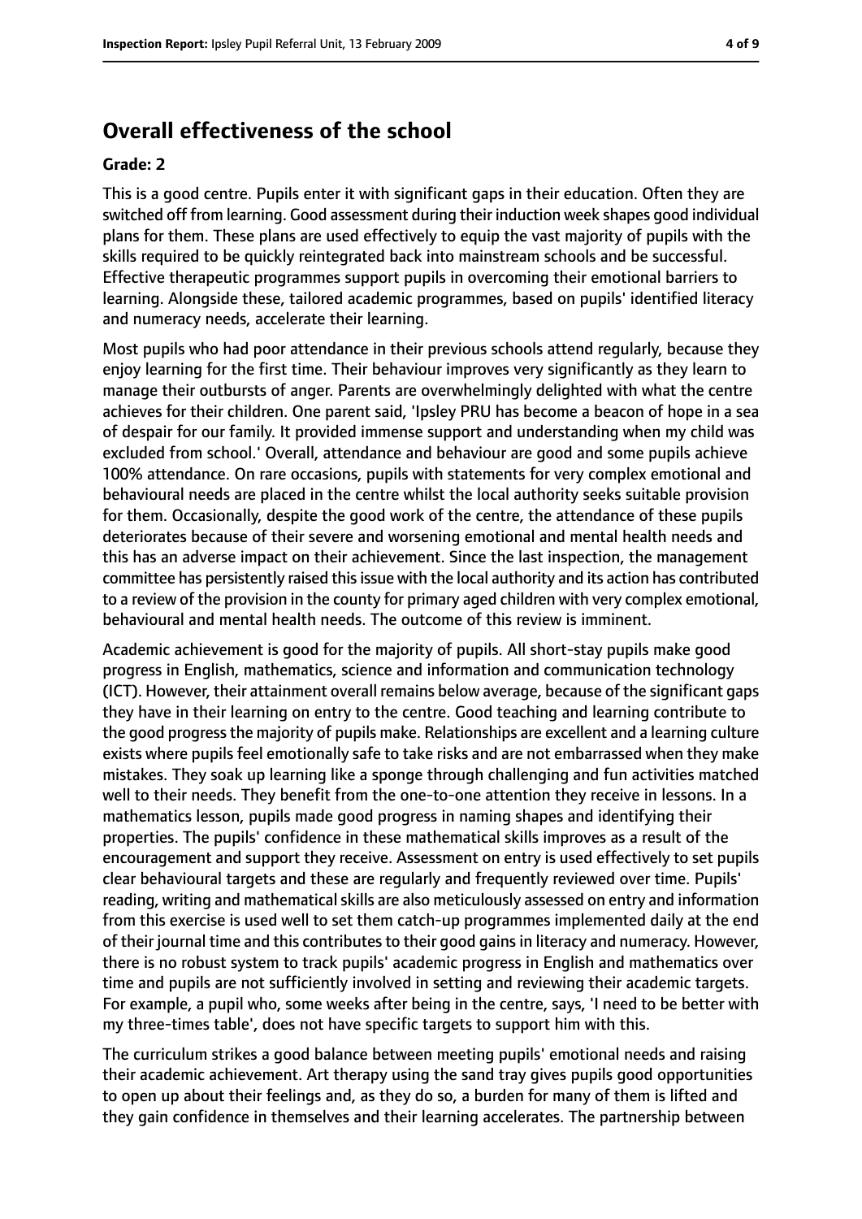## Overall effectiveness of the school

### Grade: 2

This is a good centre. Pupils enter it with significant gaps in their education. Often they are switched off from learning. Good assessment during their induction week shapes good individual plans for them. These plans are used effectively to equip the vast majority of pupils with the skills required to be quickly reintegrated back into mainstream schools and be successful. Effective therapeutic programmes support pupils in overcoming their emotional barriers to learning. Alongside these, tailored academic programmes, based on pupils' identified literacy and numeracy needs, accelerate their learning.

Most pupils who had poor attendance in their previous schools attend regularly, because they enjoy learning for the first time. Their behaviour improves very significantly as they learn to manage their outbursts of anger. Parents are overwhelmingly delighted with what the centre achieves for their children. One parent said, 'Ipsley PRU has become a beacon of hope in a sea of despair for our family. It provided immense support and understanding when my child was excluded from school.' Overall, attendance and behaviour are good and some pupils achieve 100% attendance. On rare occasions, pupils with statements for very complex emotional and behavioural needs are placed in the centre whilst the local authority seeks suitable provision for them. Occasionally, despite the good work of the centre, the attendance of these pupils deteriorates because of their severe and worsening emotional and mental health needs and this has an adverse impact on their achievement. Since the last inspection, the management committee has persistently raised this issue with the local authority and its action has contributed to a review of the provision in the county for primary aged children with very complex emotional, behavioural and mental health needs. The outcome of this review is imminent.

Academic achievement is good for the majority of pupils. All short-stay pupils make good progress in English, mathematics, science and information and communication technology (ICT). However, their attainment overall remains below average, because of the significant gaps they have in their learning on entry to the centre. Good teaching and learning contribute to the good progress the majority of pupils make. Relationships are excellent and a learning culture exists where pupils feel emotionally safe to take risks and are not embarrassed when they make mistakes. They soak up learning like a sponge through challenging and fun activities matched well to their needs. They benefit from the one-to-one attention they receive in lessons. In a mathematics lesson, pupils made good progress in naming shapes and identifying their properties. The pupils' confidence in these mathematical skills improves as a result of the encouragement and support they receive. Assessment on entry is used effectively to set pupils clear behavioural targets and these are regularly and frequently reviewed over time. Pupils' reading, writing and mathematical skills are also meticulously assessed on entry and information from this exercise is used well to set them catch-up programmes implemented daily at the end of their journal time and this contributes to their good gains in literacy and numeracy. However, there is no robust system to track pupils' academic progress in English and mathematics over time and pupils are not sufficiently involved in setting and reviewing their academic targets. For example, a pupil who, some weeks after being in the centre, says, 'I need to be better with my three-times table', does not have specific targets to support him with this.

The curriculum strikes a good balance between meeting pupils' emotional needs and raising their academic achievement. Art therapy using the sand tray gives pupils good opportunities to open up about their feelings and, as they do so, a burden for many of them is lifted and they gain confidence in themselves and their learning accelerates. The partnership between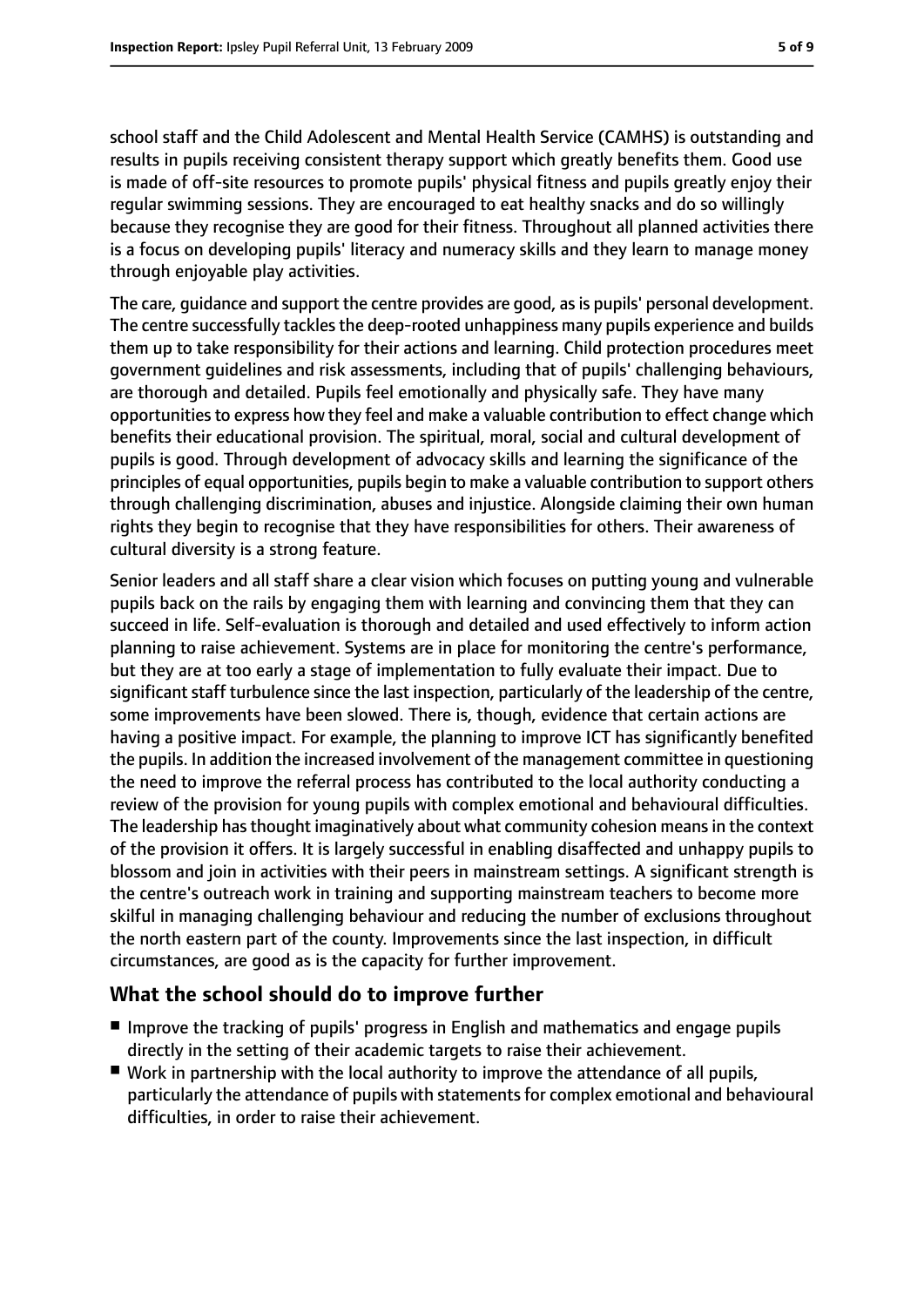school staff and the Child Adolescent and Mental Health Service (CAMHS) is outstanding and results in pupils receiving consistent therapy support which greatly benefits them. Good use is made of off-site resources to promote pupils' physical fitness and pupils greatly enjoy their regular swimming sessions. They are encouraged to eat healthy snacks and do so willingly because they recognise they are good for their fitness. Throughout all planned activities there is a focus on developing pupils' literacy and numeracy skills and they learn to manage money through enjoyable play activities.

The care, guidance and support the centre provides are good, as is pupils' personal development. The centre successfully tackles the deep-rooted unhappiness many pupils experience and builds them up to take responsibility for their actions and learning. Child protection procedures meet government guidelines and risk assessments, including that of pupils' challenging behaviours, are thorough and detailed. Pupils feel emotionally and physically safe. They have many opportunities to express how they feel and make a valuable contribution to effect change which benefits their educational provision. The spiritual, moral, social and cultural development of pupils is good. Through development of advocacy skills and learning the significance of the principles of equal opportunities, pupils begin to make a valuable contribution to support others through challenging discrimination, abuses and injustice. Alongside claiming their own human rights they begin to recognise that they have responsibilities for others. Their awareness of cultural diversity is a strong feature.

Senior leaders and all staff share a clear vision which focuses on putting young and vulnerable pupils back on the rails by engaging them with learning and convincing them that they can succeed in life. Self-evaluation is thorough and detailed and used effectively to inform action planning to raise achievement. Systems are in place for monitoring the centre's performance, but they are at too early a stage of implementation to fully evaluate their impact. Due to significant staff turbulence since the last inspection, particularly of the leadership of the centre, some improvements have been slowed. There is, though, evidence that certain actions are having a positive impact. For example, the planning to improve ICT has significantly benefited the pupils. In addition the increased involvement of the management committee in questioning the need to improve the referral process has contributed to the local authority conducting a review of the provision for young pupils with complex emotional and behavioural difficulties. The leadership has thought imaginatively about what community cohesion means in the context of the provision it offers. It is largely successful in enabling disaffected and unhappy pupils to blossom and join in activities with their peers in mainstream settings. A significant strength is the centre's outreach work in training and supporting mainstream teachers to become more skilful in managing challenging behaviour and reducing the number of exclusions throughout the north eastern part of the county. Improvements since the last inspection, in difficult circumstances, are good as is the capacity for further improvement.

## What the school should do to improve further

- Improve the tracking of pupils' progress in English and mathematics and engage pupils directly in the setting of their academic targets to raise their achievement.
- Work in partnership with the local authority to improve the attendance of all pupils, particularly the attendance of pupils with statements for complex emotional and behavioural difficulties, in order to raise their achievement.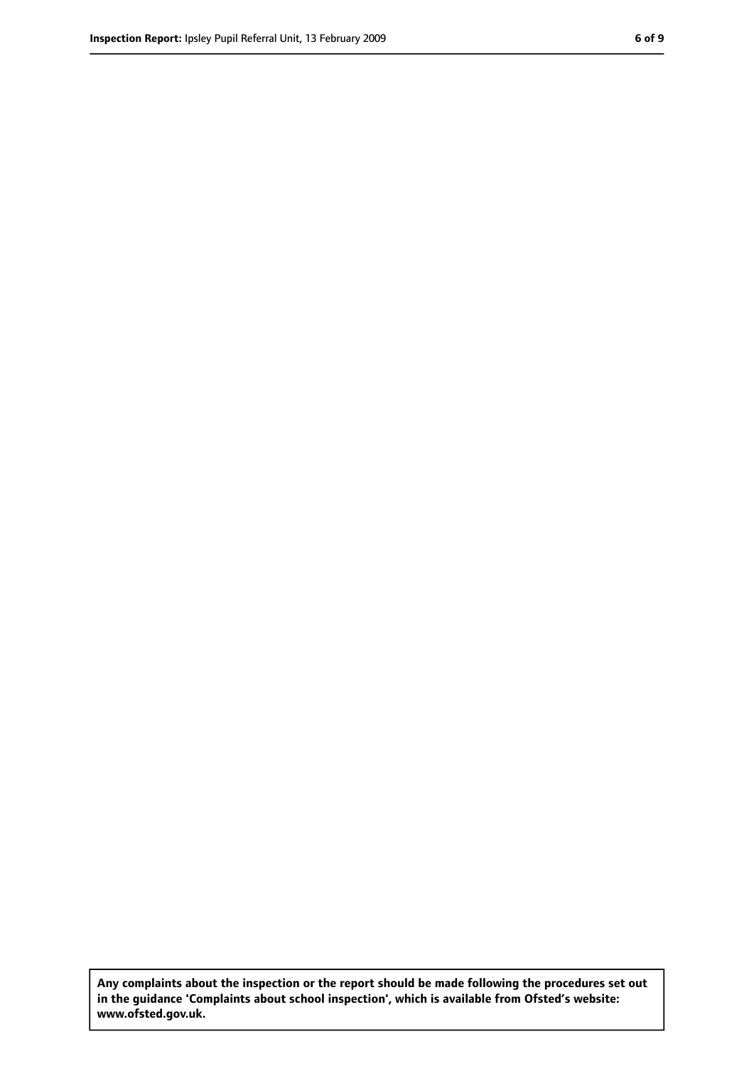**Any complaints about the inspection or the report should be made following the procedures set out in the guidance 'Complaints about school inspection', which is available from Ofsted's website: www.ofsted.gov.uk.**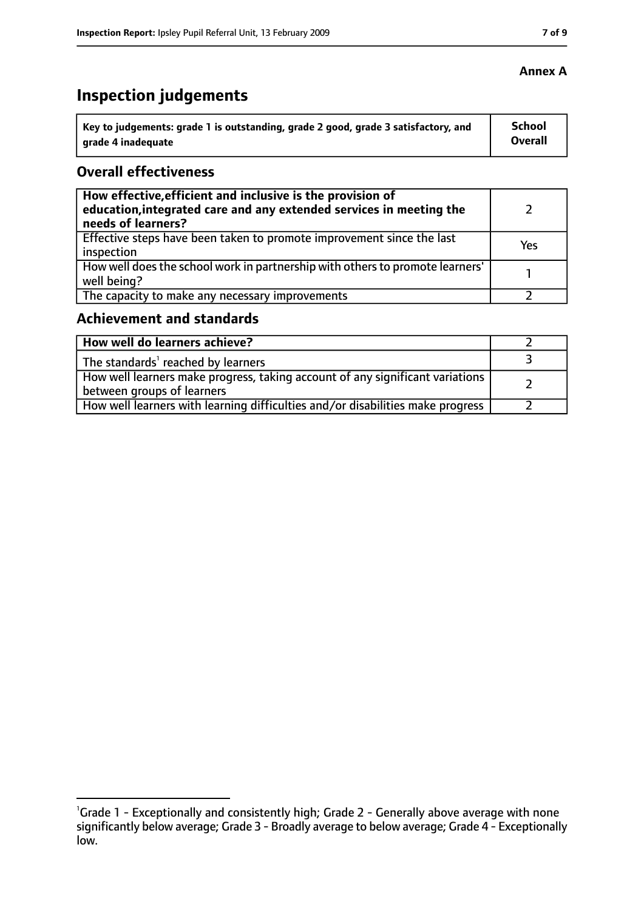**Annex A**

# Inspection judgements

| Key to judgements: grade 1 is outstanding, grade 2 good, grade 3 satisfactory, and grade 4 inadequate | School Overall |
|---|---|

## Overall effectiveness

| | |
|---|---|
| **How effective,efficient and inclusive is the provision of education,integrated care and any extended services in meeting the needs of learners?** | 2 |
| Effective steps have been taken to promote improvement since the last inspection | Yes |
| How well does the school work in partnership with others to promote learners' well being? | 1 |
| The capacity to make any necessary improvements | 2 |

## Achievement and standards

| | |
|---|---|
| **How well do learners achieve?** | 2 |
| The standards[1] reached by learners | 3 |
| How well learners make progress, taking account of any significant variations between groups of learners | 2 |
| How well learners with learning difficulties and/or disabilities make progress | 2 |

[1]Grade 1 - Exceptionally and consistently high; Grade 2 - Generally above average with none significantly below average; Grade 3 - Broadly average to below average; Grade 4 - Exceptionally low.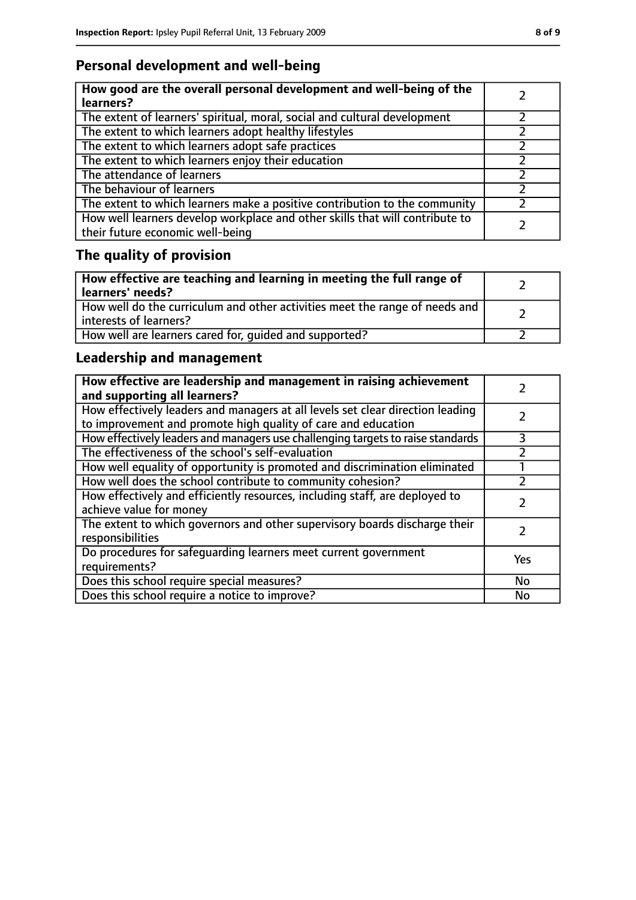## Personal development and well-being

| How good are the overall personal development and well-being of the learners? | 2 |
|---|---|
| The extent of learners' spiritual, moral, social and cultural development | 2 |
| The extent to which learners adopt healthy lifestyles | 2 |
| The extent to which learners adopt safe practices | 2 |
| The extent to which learners enjoy their education | 2 |
| The attendance of learners | 2 |
| The behaviour of learners | 2 |
| The extent to which learners make a positive contribution to the community | 2 |
| How well learners develop workplace and other skills that will contribute to their future economic well-being | 2 |

## The quality of provision

| How effective are teaching and learning in meeting the full range of learners' needs? | 2 |
|---|---|
| How well do the curriculum and other activities meet the range of needs and interests of learners? | 2 |
| How well are learners cared for, guided and supported? | 2 |

## Leadership and management

| How effective are leadership and management in raising achievement and supporting all learners? | 2 |
|---|---|
| How effectively leaders and managers at all levels set clear direction leading to improvement and promote high quality of care and education | 2 |
| How effectively leaders and managers use challenging targets to raise standards | 3 |
| The effectiveness of the school's self-evaluation | 2 |
| How well equality of opportunity is promoted and discrimination eliminated | 1 |
| How well does the school contribute to community cohesion? | 2 |
| How effectively and efficiently resources, including staff, are deployed to achieve value for money | 2 |
| The extent to which governors and other supervisory boards discharge their responsibilities | 2 |
| Do procedures for safeguarding learners meet current government requirements? | Yes |
| Does this school require special measures? | No |
| Does this school require a notice to improve? | No |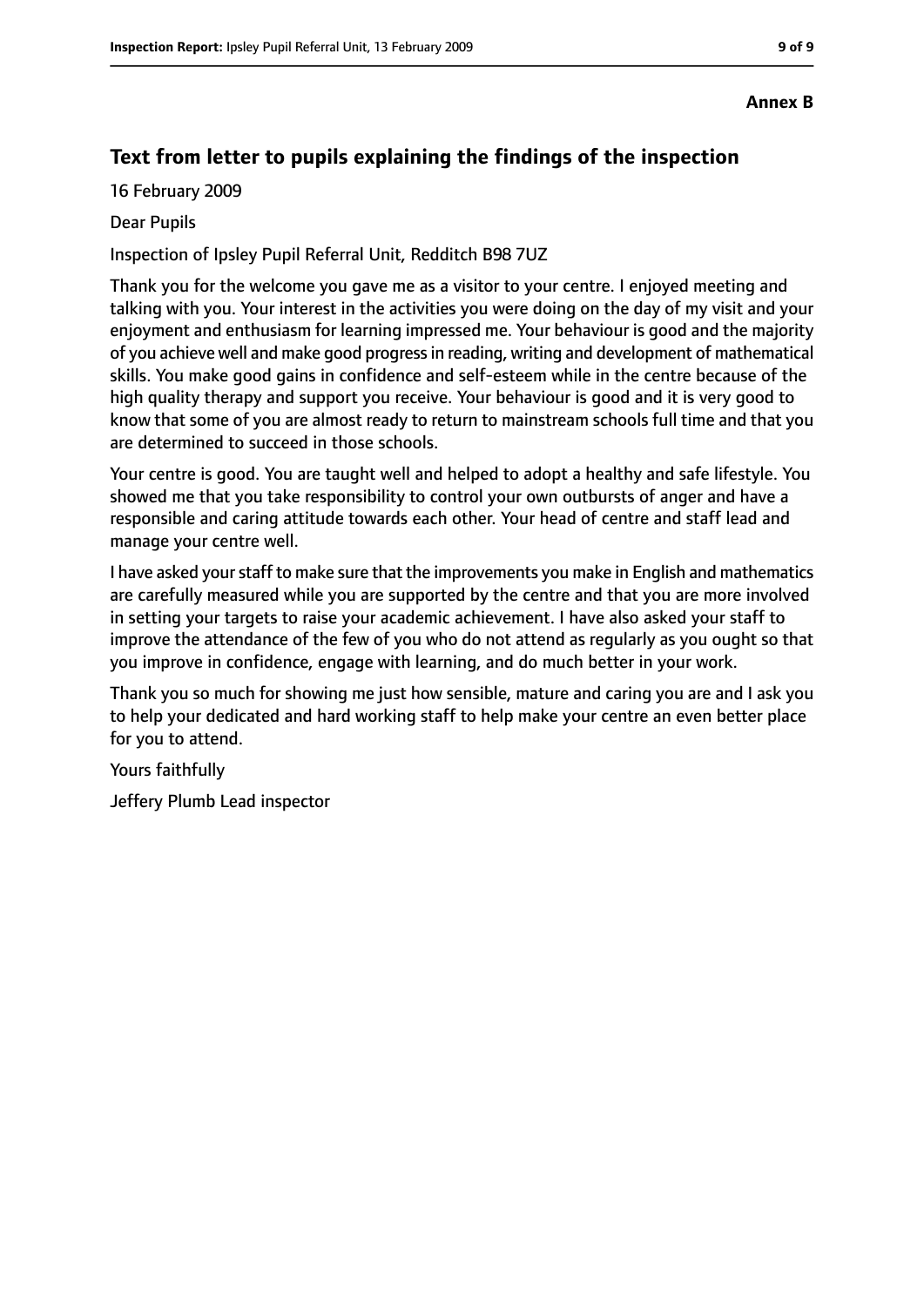**Annex B**

## Text from letter to pupils explaining the findings of the inspection

16 February 2009

Dear Pupils

Inspection of Ipsley Pupil Referral Unit, Redditch B98 7UZ

Thank you for the welcome you gave me as a visitor to your centre. I enjoyed meeting and talking with you. Your interest in the activities you were doing on the day of my visit and your enjoyment and enthusiasm for learning impressed me. Your behaviour is good and the majority of you achieve well and make good progress in reading, writing and development of mathematical skills. You make good gains in confidence and self-esteem while in the centre because of the high quality therapy and support you receive. Your behaviour is good and it is very good to know that some of you are almost ready to return to mainstream schools full time and that you are determined to succeed in those schools.

Your centre is good. You are taught well and helped to adopt a healthy and safe lifestyle. You showed me that you take responsibility to control your own outbursts of anger and have a responsible and caring attitude towards each other. Your head of centre and staff lead and manage your centre well.

I have asked your staff to make sure that the improvements you make in English and mathematics are carefully measured while you are supported by the centre and that you are more involved in setting your targets to raise your academic achievement. I have also asked your staff to improve the attendance of the few of you who do not attend as regularly as you ought so that you improve in confidence, engage with learning, and do much better in your work.

Thank you so much for showing me just how sensible, mature and caring you are and I ask you to help your dedicated and hard working staff to help make your centre an even better place for you to attend.

Yours faithfully

Jeffery Plumb Lead inspector